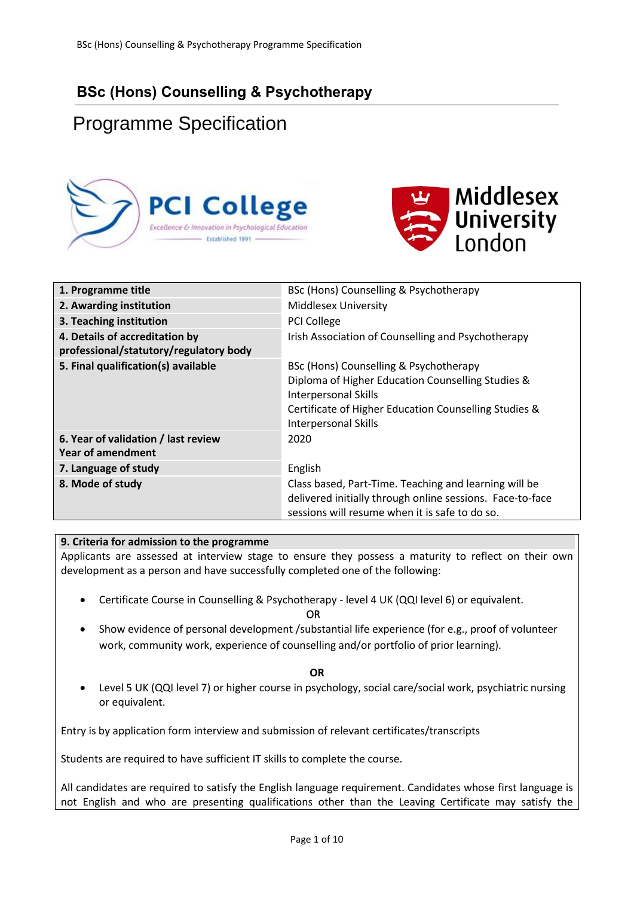# BSc (Hons) Counselling & Psychotherapy

## Programme Specification

| | |
|---|---|
| **1. Programme title** | BSc (Hons) Counselling & Psychotherapy |
| **2. Awarding institution** | Middlesex University |
| **3. Teaching institution** | PCI College |
| **4. Details of accreditation by professional/statutory/regulatory body** | Irish Association of Counselling and Psychotherapy |
| **5. Final qualification(s) available** | BSc (Hons) Counselling & Psychotherapy<br>Diploma of Higher Education Counselling Studies & Interpersonal Skills<br>Certificate of Higher Education Counselling Studies & Interpersonal Skills |
| **6. Year of validation / last review**<br>**Year of amendment** | 2020 |
| **7. Language of study** | English |
| **8. Mode of study** | Class based, Part-Time. Teaching and learning will be delivered initially through online sessions. Face-to-face sessions will resume when it is safe to do so. |

**9. Criteria for admission to the programme**

Applicants are assessed at interview stage to ensure they possess a maturity to reflect on their own development as a person and have successfully completed one of the following:

- Certificate Course in Counselling & Psychotherapy - level 4 UK (QQI level 6) or equivalent.

  OR
- Show evidence of personal development /substantial life experience (for e.g., proof of volunteer work, community work, experience of counselling and/or portfolio of prior learning).

  **OR**
- Level 5 UK (QQI level 7) or higher course in psychology, social care/social work, psychiatric nursing or equivalent.

Entry is by application form interview and submission of relevant certificates/transcripts

Students are required to have sufficient IT skills to complete the course.

All candidates are required to satisfy the English language requirement. Candidates whose first language is not English and who are presenting qualifications other than the Leaving Certificate may satisfy the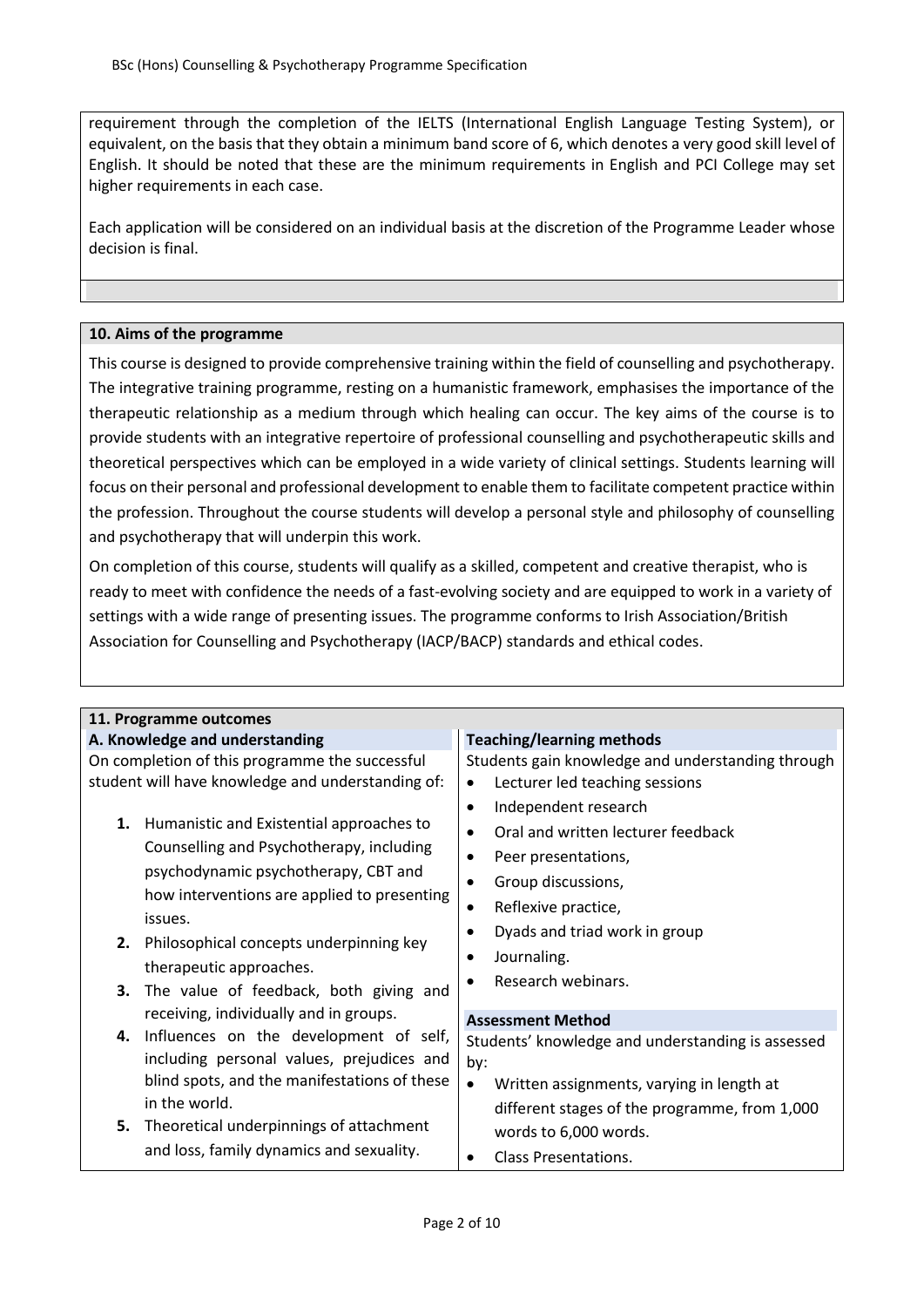requirement through the completion of the IELTS (International English Language Testing System), or equivalent, on the basis that they obtain a minimum band score of 6, which denotes a very good skill level of English. It should be noted that these are the minimum requirements in English and PCI College may set higher requirements in each case.

Each application will be considered on an individual basis at the discretion of the Programme Leader whose decision is final.

## 10. Aims of the programme

This course is designed to provide comprehensive training within the field of counselling and psychotherapy. The integrative training programme, resting on a humanistic framework, emphasises the importance of the therapeutic relationship as a medium through which healing can occur. The key aims of the course is to provide students with an integrative repertoire of professional counselling and psychotherapeutic skills and theoretical perspectives which can be employed in a wide variety of clinical settings. Students learning will focus on their personal and professional development to enable them to facilitate competent practice within the profession. Throughout the course students will develop a personal style and philosophy of counselling and psychotherapy that will underpin this work.

On completion of this course, students will qualify as a skilled, competent and creative therapist, who is ready to meet with confidence the needs of a fast-evolving society and are equipped to work in a variety of settings with a wide range of presenting issues. The programme conforms to Irish Association/British Association for Counselling and Psychotherapy (IACP/BACP) standards and ethical codes.

## 11. Programme outcomes

### A. Knowledge and understanding

On completion of this programme the successful student will have knowledge and understanding of:

1. Humanistic and Existential approaches to Counselling and Psychotherapy, including psychodynamic psychotherapy, CBT and how interventions are applied to presenting issues.
2. Philosophical concepts underpinning key therapeutic approaches.
3. The value of feedback, both giving and receiving, individually and in groups.
4. Influences on the development of self, including personal values, prejudices and blind spots, and the manifestations of these in the world.
5. Theoretical underpinnings of attachment and loss, family dynamics and sexuality.

### Teaching/learning methods

Students gain knowledge and understanding through

- Lecturer led teaching sessions
- Independent research
- Oral and written lecturer feedback
- Peer presentations,
- Group discussions,
- Reflexive practice,
- Dyads and triad work in group
- Journaling.
- Research webinars.

### Assessment Method

Students' knowledge and understanding is assessed by:

- Written assignments, varying in length at different stages of the programme, from 1,000 words to 6,000 words.
- Class Presentations.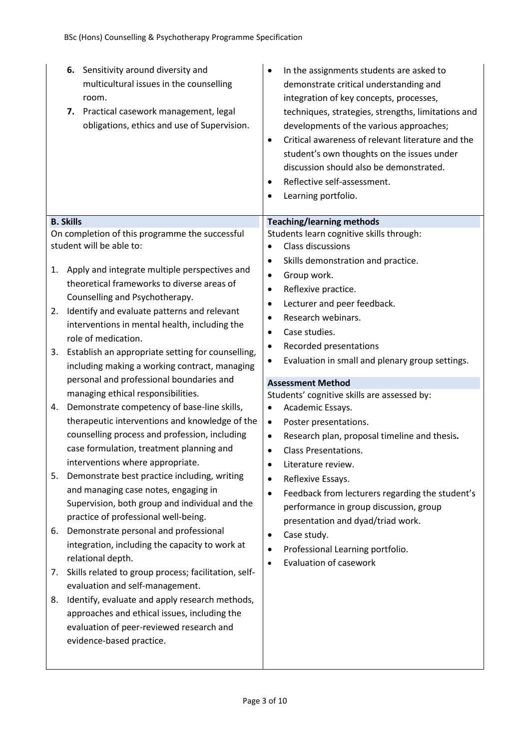| | |
|---|---|
| 6. Sensitivity around diversity and multicultural issues in the counselling room.<br>7. Practical casework management, legal obligations, ethics and use of Supervision. | • In the assignments students are asked to demonstrate critical understanding and integration of key concepts, processes, techniques, strategies, strengths, limitations and developments of the various approaches;<br>• Critical awareness of relevant literature and the student's own thoughts on the issues under discussion should also be demonstrated.<br>• Reflective self-assessment.<br>• Learning portfolio. |
| **B. Skills**<br>On completion of this programme the successful student will be able to:<br>1. Apply and integrate multiple perspectives and theoretical frameworks to diverse areas of Counselling and Psychotherapy.<br>2. Identify and evaluate patterns and relevant interventions in mental health, including the role of medication.<br>3. Establish an appropriate setting for counselling, including making a working contract, managing personal and professional boundaries and managing ethical responsibilities.<br>4. Demonstrate competency of base-line skills, therapeutic interventions and knowledge of the counselling process and profession, including case formulation, treatment planning and interventions where appropriate.<br>5. Demonstrate best practice including, writing and managing case notes, engaging in Supervision, both group and individual and the practice of professional well-being.<br>6. Demonstrate personal and professional integration, including the capacity to work at relational depth.<br>7. Skills related to group process; facilitation, self-evaluation and self-management.<br>8. Identify, evaluate and apply research methods, approaches and ethical issues, including the evaluation of peer-reviewed research and evidence-based practice. | **Teaching/learning methods**<br>Students learn cognitive skills through:<br>• Class discussions<br>• Skills demonstration and practice.<br>• Group work.<br>• Reflexive practice.<br>• Lecturer and peer feedback.<br>• Research webinars.<br>• Case studies.<br>• Recorded presentations<br>• Evaluation in small and plenary group settings.<br><br>**Assessment Method**<br>Students' cognitive skills are assessed by:<br>• Academic Essays.<br>• Poster presentations.<br>• Research plan, proposal timeline and thesis**.**<br>• Class Presentations.<br>• Literature review.<br>• Reflexive Essays.<br>• Feedback from lecturers regarding the student's performance in group discussion, group presentation and dyad/triad work.<br>• Case study.<br>• Professional Learning portfolio.<br>• Evaluation of casework |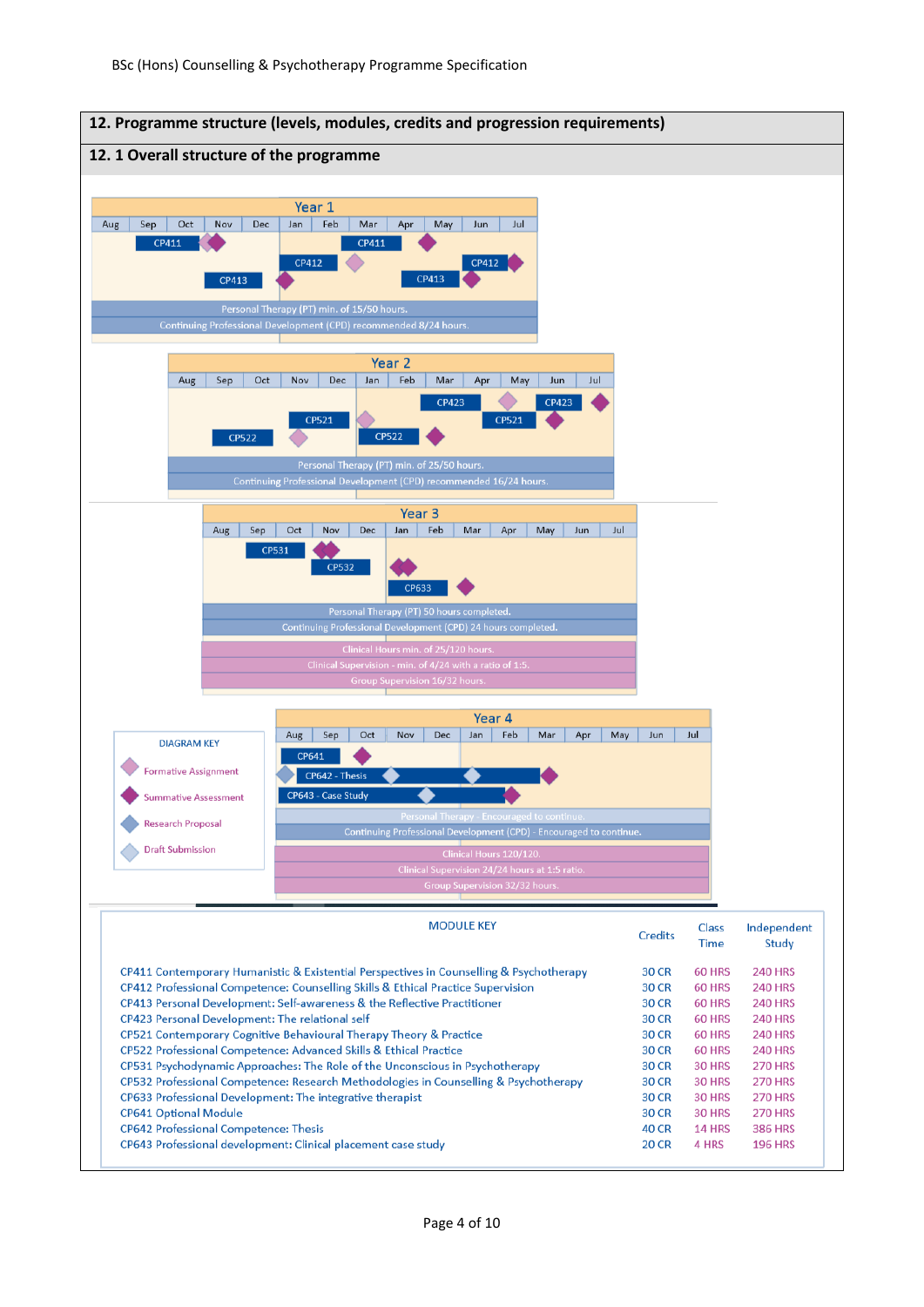## 12. Programme structure (levels, modules, credits and progression requirements)

### 12. 1 Overall structure of the programme

**Year 1**

Aug | Sep | Oct | Nov | Dec | Jan | Feb | Mar | Apr | May | Jun | Jul

CP411, CP413, CP411, CP412, CP413, CP412

Personal Therapy (PT) min. of 15/50 hours.

Continuing Professional Development (CPD) recommended 8/24 hours.

**Year 2**

Aug | Sep | Oct | Nov | Dec | Jan | Feb | Mar | Apr | May | Jun | Jul

CP522, CP521, CP522, CP423, CP521, CP423

Personal Therapy (PT) min. of 25/50 hours.

Continuing Professional Development (CPD) recommended 16/24 hours.

**Year 3**

Aug | Sep | Oct | Nov | Dec | Jan | Feb | Mar | Apr | May | Jun | Jul

CP531, CP532, CP633

Personal Therapy (PT) 50 hours completed.

Continuing Professional Development (CPD) 24 hours completed.

Clinical Hours min. of 25/120 hours.

Clinical Supervision - min. of 4/24 with a ratio of 1:5.

Group Supervision 16/32 hours.

**Year 4**

Aug | Sep | Oct | Nov | Dec | Jan | Feb | Mar | Apr | May | Jun | Jul

CP641, CP642 - Thesis, CP643 - Case Study

Personal Therapy - Encouraged to continue.

Continuing Professional Development (CPD) - Encouraged to continue.

Clinical Hours 120/120.

Clinical Supervision 24/24 hours at 1:5 ratio.

Group Supervision 32/32 hours.

**DIAGRAM KEY**

- Formative Assignment
- Summative Assessment
- Research Proposal
- Draft Submission

**MODULE KEY**

| Module | Credits | Class Time | Independent Study |
|---|---|---|---|
| CP411 Contemporary Humanistic & Existential Perspectives in Counselling & Psychotherapy | 30 CR | 60 HRS | 240 HRS |
| CP412 Professional Competence: Counselling Skills & Ethical Practice Supervision | 30 CR | 60 HRS | 240 HRS |
| CP413 Personal Development: Self-awareness & the Reflective Practitioner | 30 CR | 60 HRS | 240 HRS |
| CP423 Personal Development: The relational self | 30 CR | 60 HRS | 240 HRS |
| CP521 Contemporary Cognitive Behavioural Therapy Theory & Practice | 30 CR | 60 HRS | 240 HRS |
| CP522 Professional Competence: Advanced Skills & Ethical Practice | 30 CR | 60 HRS | 240 HRS |
| CP531 Psychodynamic Approaches: The Role of the Unconscious in Psychotherapy | 30 CR | 30 HRS | 270 HRS |
| CP532 Professional Competence: Research Methodologies in Counselling & Psychotherapy | 30 CR | 30 HRS | 270 HRS |
| CP633 Professional Development: The integrative therapist | 30 CR | 30 HRS | 270 HRS |
| CP641 Optional Module | 30 CR | 30 HRS | 270 HRS |
| CP642 Professional Competence: Thesis | 40 CR | 14 HRS | 386 HRS |
| CP643 Professional development: Clinical placement case study | 20 CR | 4 HRS | 196 HRS |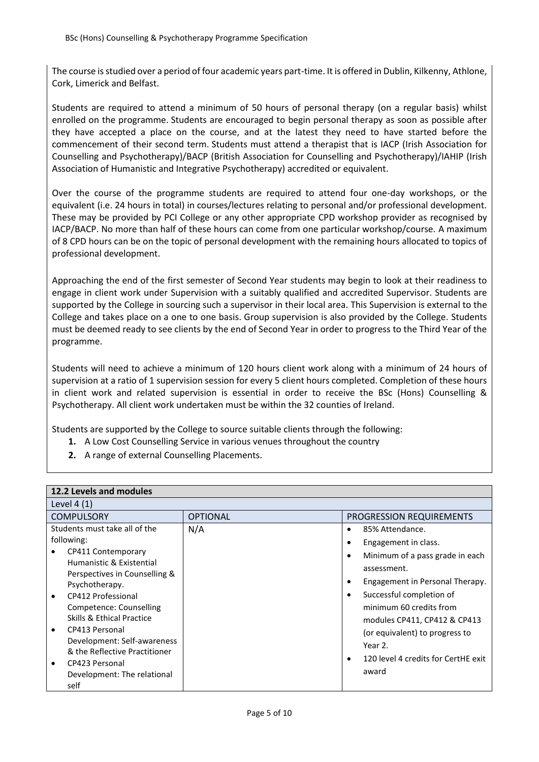The course is studied over a period of four academic years part-time. It is offered in Dublin, Kilkenny, Athlone, Cork, Limerick and Belfast.

Students are required to attend a minimum of 50 hours of personal therapy (on a regular basis) whilst enrolled on the programme. Students are encouraged to begin personal therapy as soon as possible after they have accepted a place on the course, and at the latest they need to have started before the commencement of their second term. Students must attend a therapist that is IACP (Irish Association for Counselling and Psychotherapy)/BACP (British Association for Counselling and Psychotherapy)/IAHIP (Irish Association of Humanistic and Integrative Psychotherapy) accredited or equivalent.

Over the course of the programme students are required to attend four one-day workshops, or the equivalent (i.e. 24 hours in total) in courses/lectures relating to personal and/or professional development. These may be provided by PCI College or any other appropriate CPD workshop provider as recognised by IACP/BACP. No more than half of these hours can come from one particular workshop/course. A maximum of 8 CPD hours can be on the topic of personal development with the remaining hours allocated to topics of professional development.

Approaching the end of the first semester of Second Year students may begin to look at their readiness to engage in client work under Supervision with a suitably qualified and accredited Supervisor. Students are supported by the College in sourcing such a supervisor in their local area. This Supervision is external to the College and takes place on a one to one basis. Group supervision is also provided by the College. Students must be deemed ready to see clients by the end of Second Year in order to progress to the Third Year of the programme.

Students will need to achieve a minimum of 120 hours client work along with a minimum of 24 hours of supervision at a ratio of 1 supervision session for every 5 client hours completed. Completion of these hours in client work and related supervision is essential in order to receive the BSc (Hons) Counselling & Psychotherapy. All client work undertaken must be within the 32 counties of Ireland.

Students are supported by the College to source suitable clients through the following:

1. A Low Cost Counselling Service in various venues throughout the country
2. A range of external Counselling Placements.

| 12.2 Levels and modules | | |
|---|---|---|
| Level 4 (1) | | |
| COMPULSORY | OPTIONAL | PROGRESSION REQUIREMENTS |
| Students must take all of the following:<br>• CP411 Contemporary Humanistic & Existential Perspectives in Counselling & Psychotherapy.<br>• CP412 Professional Competence: Counselling Skills & Ethical Practice<br>• CP413 Personal Development: Self-awareness & the Reflective Practitioner<br>• CP423 Personal Development: The relational self | N/A | • 85% Attendance.<br>• Engagement in class.<br>• Minimum of a pass grade in each assessment.<br>• Engagement in Personal Therapy.<br>• Successful completion of minimum 60 credits from modules CP411, CP412 & CP413 (or equivalent) to progress to Year 2.<br>• 120 level 4 credits for CertHE exit award |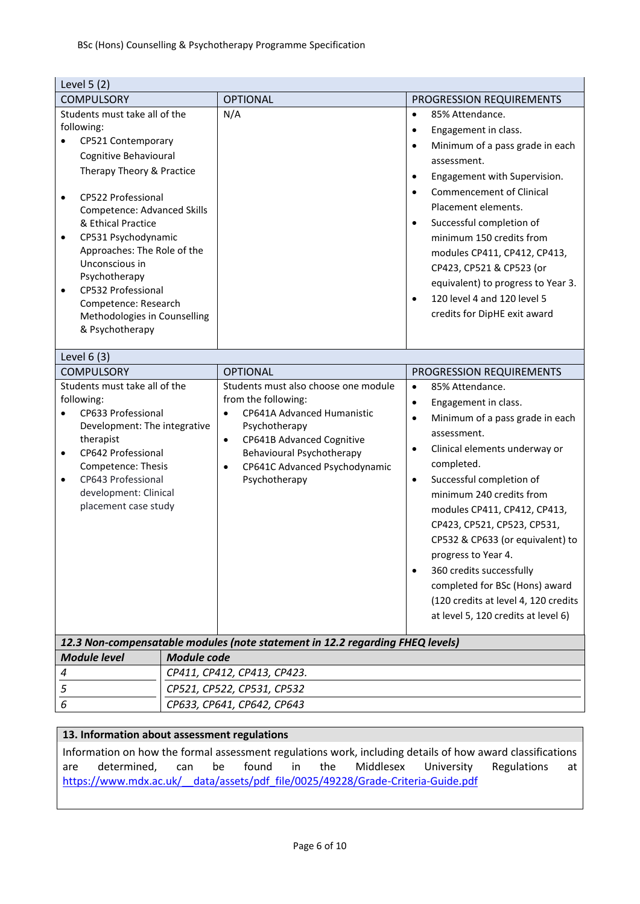| Level 5 (2) | | |
|---|---|---|
| COMPULSORY | OPTIONAL | PROGRESSION REQUIREMENTS |
| Students must take all of the following:<br>• CP521 Contemporary Cognitive Behavioural Therapy Theory & Practice<br>• CP522 Professional Competence: Advanced Skills & Ethical Practice<br>• CP531 Psychodynamic Approaches: The Role of the Unconscious in Psychotherapy<br>• CP532 Professional Competence: Research Methodologies in Counselling & Psychotherapy | N/A | • 85% Attendance.<br>• Engagement in class.<br>• Minimum of a pass grade in each assessment.<br>• Engagement with Supervision.<br>• Commencement of Clinical Placement elements.<br>• Successful completion of minimum 150 credits from modules CP411, CP412, CP413, CP423, CP521 & CP523 (or equivalent) to progress to Year 3.<br>• 120 level 4 and 120 level 5 credits for DipHE exit award |

| Level 6 (3) | | |
|---|---|---|
| COMPULSORY | OPTIONAL | PROGRESSION REQUIREMENTS |
| Students must take all of the following:<br>• CP633 Professional Development: The integrative therapist<br>• CP642 Professional Competence: Thesis<br>• CP643 Professional development: Clinical placement case study | Students must also choose one module from the following:<br>• CP641A Advanced Humanistic Psychotherapy<br>• CP641B Advanced Cognitive Behavioural Psychotherapy<br>• CP641C Advanced Psychodynamic Psychotherapy | • 85% Attendance.<br>• Engagement in class.<br>• Minimum of a pass grade in each assessment.<br>• Clinical elements underway or completed.<br>• Successful completion of minimum 240 credits from modules CP411, CP412, CP413, CP423, CP521, CP523, CP531, CP532 & CP633 (or equivalent) to progress to Year 4.<br>• 360 credits successfully completed for BSc (Hons) award (120 credits at level 4, 120 credits at level 5, 120 credits at level 6) |

***12.3 Non-compensatable modules (note statement in 12.2 regarding FHEQ levels)***

| ***Module level*** | ***Module code*** |
|---|---|
| *4* | *CP411, CP412, CP413, CP423.* |
| *5* | *CP521, CP522, CP531, CP532* |
| *6* | *CP633, CP641, CP642, CP643* |

**13. Information about assessment regulations**

Information on how the formal assessment regulations work, including details of how award classifications are determined, can be found in the Middlesex University Regulations at https://www.mdx.ac.uk/__data/assets/pdf_file/0025/49228/Grade-Criteria-Guide.pdf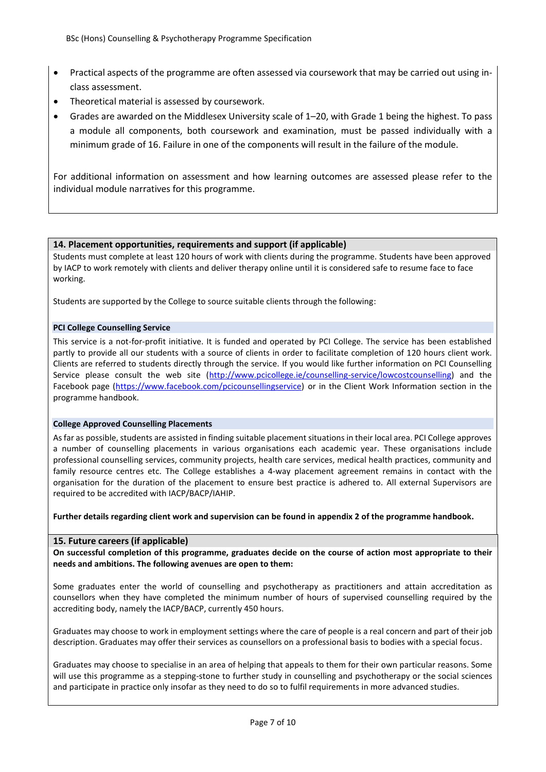- Practical aspects of the programme are often assessed via coursework that may be carried out using in-class assessment.
- Theoretical material is assessed by coursework.
- Grades are awarded on the Middlesex University scale of 1–20, with Grade 1 being the highest. To pass a module all components, both coursework and examination, must be passed individually with a minimum grade of 16. Failure in one of the components will result in the failure of the module.

For additional information on assessment and how learning outcomes are assessed please refer to the individual module narratives for this programme.

## 14. Placement opportunities, requirements and support (if applicable)

Students must complete at least 120 hours of work with clients during the programme. Students have been approved by IACP to work remotely with clients and deliver therapy online until it is considered safe to resume face to face working.

Students are supported by the College to source suitable clients through the following:

### PCI College Counselling Service

This service is a not-for-profit initiative. It is funded and operated by PCI College. The service has been established partly to provide all our students with a source of clients in order to facilitate completion of 120 hours client work. Clients are referred to students directly through the service. If you would like further information on PCI Counselling Service please consult the web site (http://www.pcicollege.ie/counselling-service/lowcostcounselling) and the Facebook page (https://www.facebook.com/pcicounsellingservice) or in the Client Work Information section in the programme handbook.

### College Approved Counselling Placements

As far as possible, students are assisted in finding suitable placement situations in their local area. PCI College approves a number of counselling placements in various organisations each academic year. These organisations include professional counselling services, community projects, health care services, medical health practices, community and family resource centres etc. The College establishes a 4-way placement agreement remains in contact with the organisation for the duration of the placement to ensure best practice is adhered to. All external Supervisors are required to be accredited with IACP/BACP/IAHIP.

**Further details regarding client work and supervision can be found in appendix 2 of the programme handbook.**

## 15. Future careers (if applicable)

**On successful completion of this programme, graduates decide on the course of action most appropriate to their needs and ambitions. The following avenues are open to them:**

Some graduates enter the world of counselling and psychotherapy as practitioners and attain accreditation as counsellors when they have completed the minimum number of hours of supervised counselling required by the accrediting body, namely the IACP/BACP, currently 450 hours.

Graduates may choose to work in employment settings where the care of people is a real concern and part of their job description. Graduates may offer their services as counsellors on a professional basis to bodies with a special focus.

Graduates may choose to specialise in an area of helping that appeals to them for their own particular reasons. Some will use this programme as a stepping-stone to further study in counselling and psychotherapy or the social sciences and participate in practice only insofar as they need to do so to fulfil requirements in more advanced studies.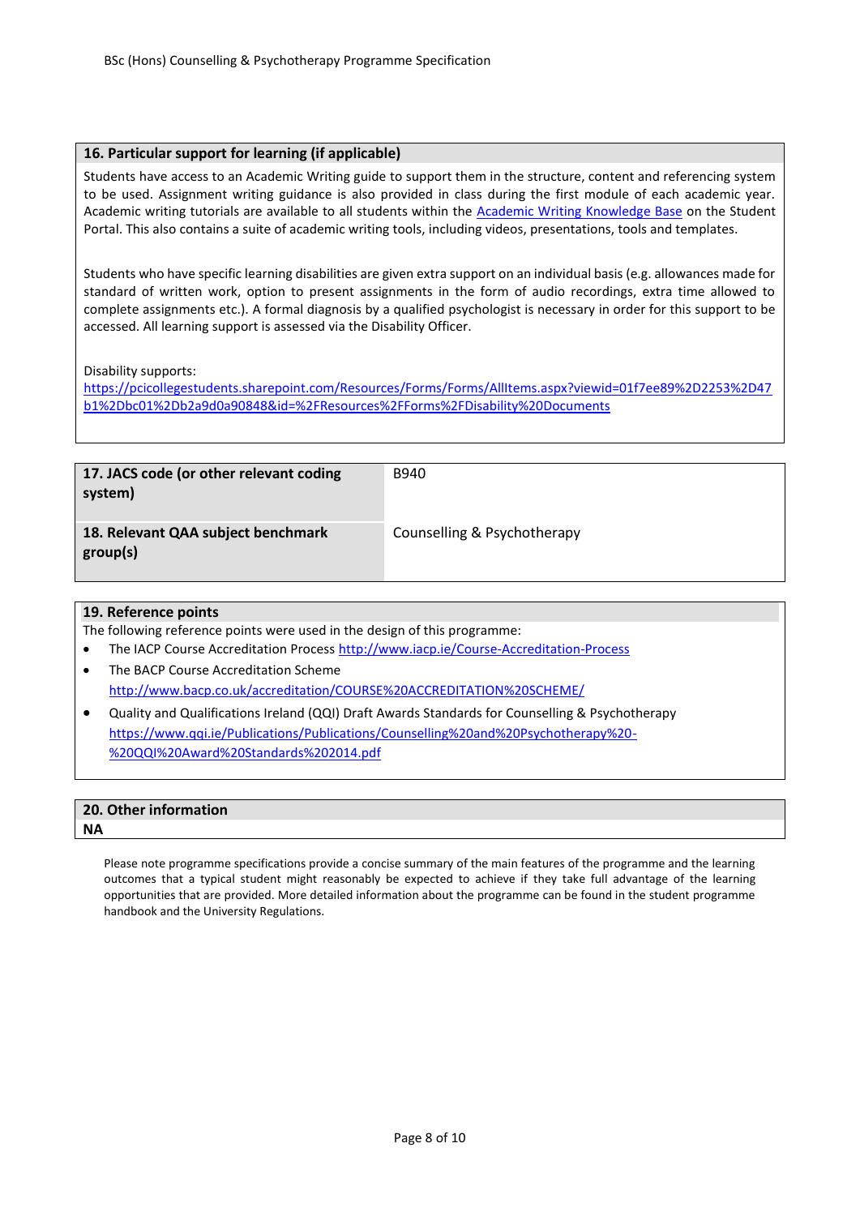### 16. Particular support for learning (if applicable)

Students have access to an Academic Writing guide to support them in the structure, content and referencing system to be used. Assignment writing guidance is also provided in class during the first module of each academic year. Academic writing tutorials are available to all students within the Academic Writing Knowledge Base on the Student Portal. This also contains a suite of academic writing tools, including videos, presentations, tools and templates.

Students who have specific learning disabilities are given extra support on an individual basis (e.g. allowances made for standard of written work, option to present assignments in the form of audio recordings, extra time allowed to complete assignments etc.). A formal diagnosis by a qualified psychologist is necessary in order for this support to be accessed. All learning support is assessed via the Disability Officer.

Disability supports:
https://pcicollegestudents.sharepoint.com/Resources/Forms/Forms/AllItems.aspx?viewid=01f7ee89%2D2253%2D47b1%2Dbc01%2Db2a9d0a90848&id=%2FResources%2FForms%2FDisability%20Documents

| **17. JACS code (or other relevant coding system)** | B940 |
|---|---|
| **18. Relevant QAA subject benchmark group(s)** | Counselling & Psychotherapy |

### 19. Reference points

The following reference points were used in the design of this programme:

- The IACP Course Accreditation Process http://www.iacp.ie/Course-Accreditation-Process
- The BACP Course Accreditation Scheme http://www.bacp.co.uk/accreditation/COURSE%20ACCREDITATION%20SCHEME/
- Quality and Qualifications Ireland (QQI) Draft Awards Standards for Counselling & Psychotherapy https://www.qqi.ie/Publications/Publications/Counselling%20and%20Psychotherapy%20-%20QQI%20Award%20Standards%202014.pdf

### 20. Other information

**NA**

Please note programme specifications provide a concise summary of the main features of the programme and the learning outcomes that a typical student might reasonably be expected to achieve if they take full advantage of the learning opportunities that are provided. More detailed information about the programme can be found in the student programme handbook and the University Regulations.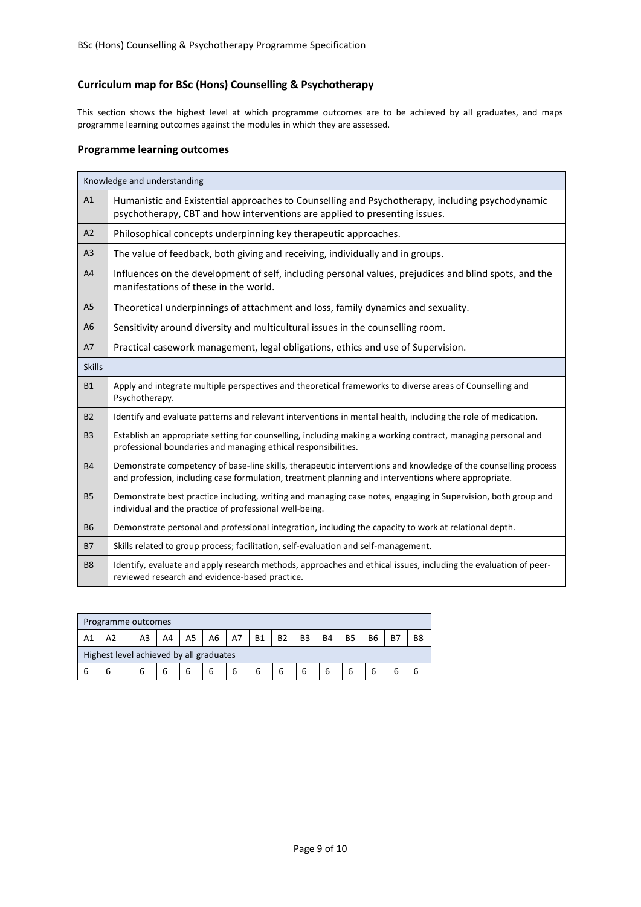## Curriculum map for BSc (Hons) Counselling & Psychotherapy

This section shows the highest level at which programme outcomes are to be achieved by all graduates, and maps programme learning outcomes against the modules in which they are assessed.

## Programme learning outcomes

| Knowledge and understanding | |
|---|---|
| A1 | Humanistic and Existential approaches to Counselling and Psychotherapy, including psychodynamic psychotherapy, CBT and how interventions are applied to presenting issues. |
| A2 | Philosophical concepts underpinning key therapeutic approaches. |
| A3 | The value of feedback, both giving and receiving, individually and in groups. |
| A4 | Influences on the development of self, including personal values, prejudices and blind spots, and the manifestations of these in the world. |
| A5 | Theoretical underpinnings of attachment and loss, family dynamics and sexuality. |
| A6 | Sensitivity around diversity and multicultural issues in the counselling room. |
| A7 | Practical casework management, legal obligations, ethics and use of Supervision. |
| **Skills** | |
| B1 | Apply and integrate multiple perspectives and theoretical frameworks to diverse areas of Counselling and Psychotherapy. |
| B2 | Identify and evaluate patterns and relevant interventions in mental health, including the role of medication. |
| B3 | Establish an appropriate setting for counselling, including making a working contract, managing personal and professional boundaries and managing ethical responsibilities. |
| B4 | Demonstrate competency of base-line skills, therapeutic interventions and knowledge of the counselling process and profession, including case formulation, treatment planning and interventions where appropriate. |
| B5 | Demonstrate best practice including, writing and managing case notes, engaging in Supervision, both group and individual and the practice of professional well-being. |
| B6 | Demonstrate personal and professional integration, including the capacity to work at relational depth. |
| B7 | Skills related to group process; facilitation, self-evaluation and self-management. |
| B8 | Identify, evaluate and apply research methods, approaches and ethical issues, including the evaluation of peer-reviewed research and evidence-based practice. |

| Programme outcomes | | | | | | | | | | | | | | |
|---|---|---|---|---|---|---|---|---|---|---|---|---|---|---|
| A1 | A2 | A3 | A4 | A5 | A6 | A7 | B1 | B2 | B3 | B4 | B5 | B6 | B7 | B8 |
| Highest level achieved by all graduates | | | | | | | | | | | | | | |
| 6 | 6 | 6 | 6 | 6 | 6 | 6 | 6 | 6 | 6 | 6 | 6 | 6 | 6 | 6 |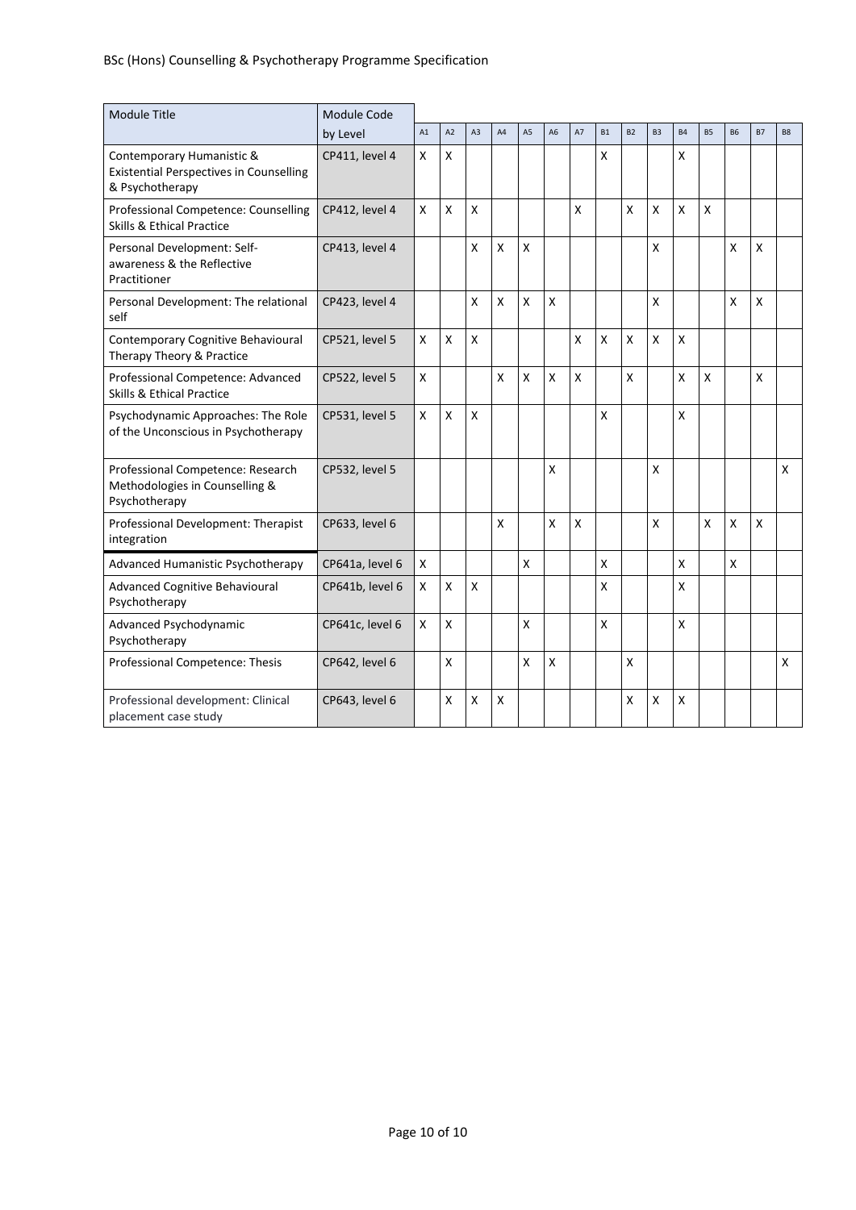| Module Title | Module Code by Level | A1 | A2 | A3 | A4 | A5 | A6 | A7 | B1 | B2 | B3 | B4 | B5 | B6 | B7 | B8 |
|---|---|---|---|---|---|---|---|---|---|---|---|---|---|---|---|---|
| Contemporary Humanistic & Existential Perspectives in Counselling & Psychotherapy | CP411, level 4 | X | X | | | | | | X | | | X | | | | |
| Professional Competence: Counselling Skills & Ethical Practice | CP412, level 4 | X | X | X | | | | X | | X | X | X | X | | | |
| Personal Development: Self-awareness & the Reflective Practitioner | CP413, level 4 | | | X | X | X | | | | | X | | | X | X | |
| Personal Development: The relational self | CP423, level 4 | | | X | X | X | X | | | | X | | | X | X | |
| Contemporary Cognitive Behavioural Therapy Theory & Practice | CP521, level 5 | X | X | X | | | | X | X | X | X | X | | | | |
| Professional Competence: Advanced Skills & Ethical Practice | CP522, level 5 | X | | | X | X | X | X | | X | | X | X | | X | |
| Psychodynamic Approaches: The Role of the Unconscious in Psychotherapy | CP531, level 5 | X | X | X | | | | | X | | | X | | | | |
| Professional Competence: Research Methodologies in Counselling & Psychotherapy | CP532, level 5 | | | | | | X | | | | X | | | | | X |
| Professional Development: Therapist integration | CP633, level 6 | | | | X | | X | X | | | X | | X | X | X | |
| Advanced Humanistic Psychotherapy | CP641a, level 6 | X | | | | X | | | X | | | X | | X | | |
| Advanced Cognitive Behavioural Psychotherapy | CP641b, level 6 | X | X | X | | | | | X | | | X | | | | |
| Advanced Psychodynamic Psychotherapy | CP641c, level 6 | X | X | | | X | | | X | | | X | | | | |
| Professional Competence: Thesis | CP642, level 6 | | X | | | X | X | | | X | | | | | | X |
| Professional development: Clinical placement case study | CP643, level 6 | | X | X | X | | | | | X | X | X | | | | |